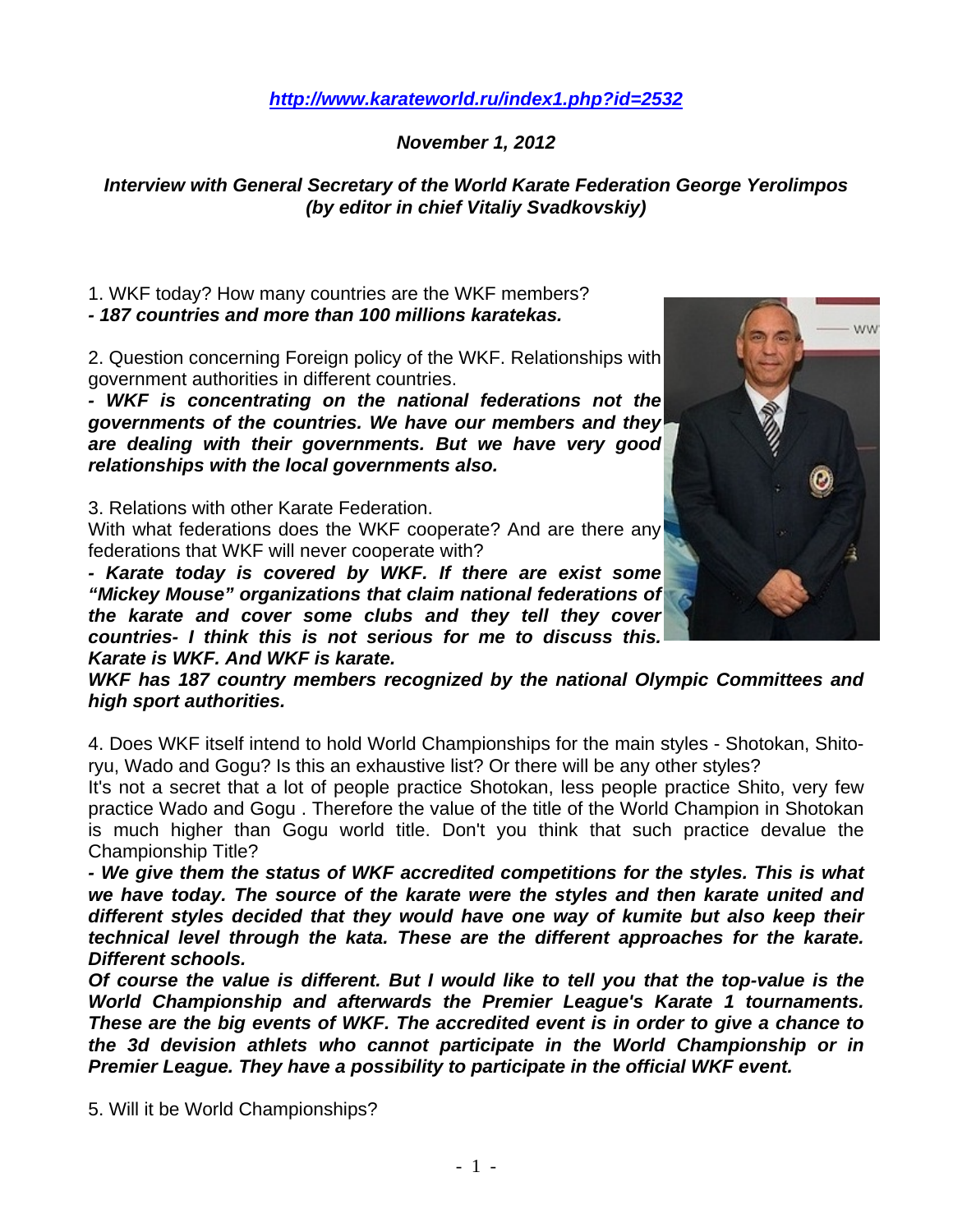*[http://www.karateworld.ru/index1.php?id=2532](http://www.karateworld.ru/index1.php?id=2532)*

*November 1, 2012*

***Interview with General Secretary of the World Karate Federation George Yerolimpos (by editor in chief Vitaliy Svadkovskiy)***

1. WKF today? How many countries are the WKF members?

***- 187 countries and more than 100 millions karatekas.***

2. Question concerning Foreign policy of the WKF. Relationships with government authorities in different countries.

***- WKF is concentrating on the national federations not the governments of the countries. We have our members and they are dealing with their governments. But we have very good relationships with the local governments also.***

3. Relations with other Karate Federation.

With what federations does the WKF cooperate? And are there any federations that WKF will never cooperate with?

***- Karate today is covered by WKF. If there are exist some "Mickey Mouse" organizations that claim national federations of the karate and cover some clubs and they tell they cover countries- I think this is not serious for me to discuss this. Karate is WKF. And WKF is karate.***

***WKF has 187 country members recognized by the national Olympic Committees and high sport authorities.***

4. Does WKF itself intend to hold World Championships for the main styles - Shotokan, Shito-ryu, Wado and Gogu? Is this an exhaustive list? Or there will be any other styles?

It's not a secret that a lot of people practice Shotokan, less people practice Shito, very few practice Wado and Gogu . Therefore the value of the title of the World Champion in Shotokan is much higher than Gogu world title. Don't you think that such practice devalue the Championship Title?

***- We give them the status of WKF accredited competitions for the styles. This is what we have today. The source of the karate were the styles and then karate united and different styles decided that they would have one way of kumite but also keep their technical level through the kata. These are the different approaches for the karate. Different schools.***

***Of course the value is different. But I would like to tell you that the top-value is the World Championship and afterwards the Premier League's Karate 1 tournaments. These are the big events of WKF. The accredited event is in order to give a chance to the 3d devision athlets who cannot participate in the World Championship or in Premier League. They have a possibility to participate in the official WKF event.***

5. Will it be World Championships?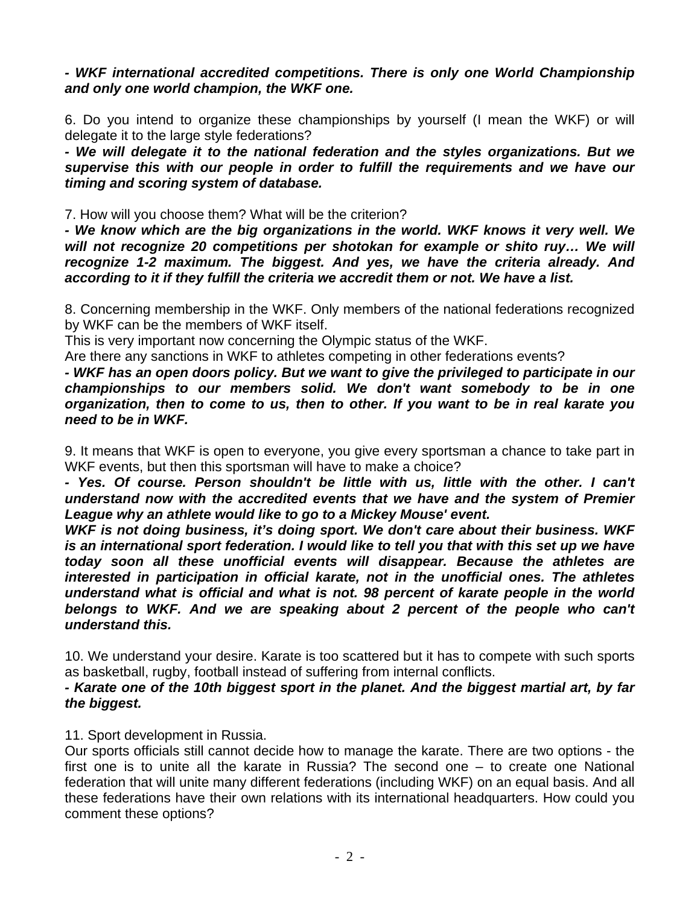***- WKF international accredited competitions. There is only one World Championship and only one world champion, the WKF one.***

6. Do you intend to organize these championships by yourself (I mean the WKF) or will delegate it to the large style federations?

***- We will delegate it to the national federation and the styles organizations. But we supervise this with our people in order to fulfill the requirements and we have our timing and scoring system of database.***

7. How will you choose them? What will be the criterion?

***- We know which are the big organizations in the world. WKF knows it very well. We will not recognize 20 competitions per shotokan for example or shito ruy… We will recognize 1-2 maximum. The biggest. And yes, we have the criteria already. And according to it if they fulfill the criteria we accredit them or not. We have a list.***

8. Concerning membership in the WKF. Only members of the national federations recognized by WKF can be the members of WKF itself.

This is very important now concerning the Olympic status of the WKF.

Are there any sanctions in WKF to athletes competing in other federations events?

***- WKF has an open doors policy. But we want to give the privileged to participate in our championships to our members solid. We don't want somebody to be in one organization, then to come to us, then to other. If you want to be in real karate you need to be in WKF.***

9. It means that WKF is open to everyone, you give every sportsman a chance to take part in WKF events, but then this sportsman will have to make a choice?

***- Yes. Of course. Person shouldn't be little with us, little with the other. I can't understand now with the accredited events that we have and the system of Premier League why an athlete would like to go to a Mickey Mouse' event.***

***WKF is not doing business, it's doing sport. We don't care about their business. WKF is an international sport federation. I would like to tell you that with this set up we have today soon all these unofficial events will disappear. Because the athletes are interested in participation in official karate, not in the unofficial ones. The athletes understand what is official and what is not. 98 percent of karate people in the world belongs to WKF. And we are speaking about 2 percent of the people who can't understand this.***

10. We understand your desire. Karate is too scattered but it has to compete with such sports as basketball, rugby, football instead of suffering from internal conflicts.

***- Karate one of the 10th biggest sport in the planet. And the biggest martial art, by far the biggest.***

11. Sport development in Russia.

Our sports officials still cannot decide how to manage the karate. There are two options - the first one is to unite all the karate in Russia? The second one – to create one National federation that will unite many different federations (including WKF) on an equal basis. And all these federations have their own relations with its international headquarters. How could you comment these options?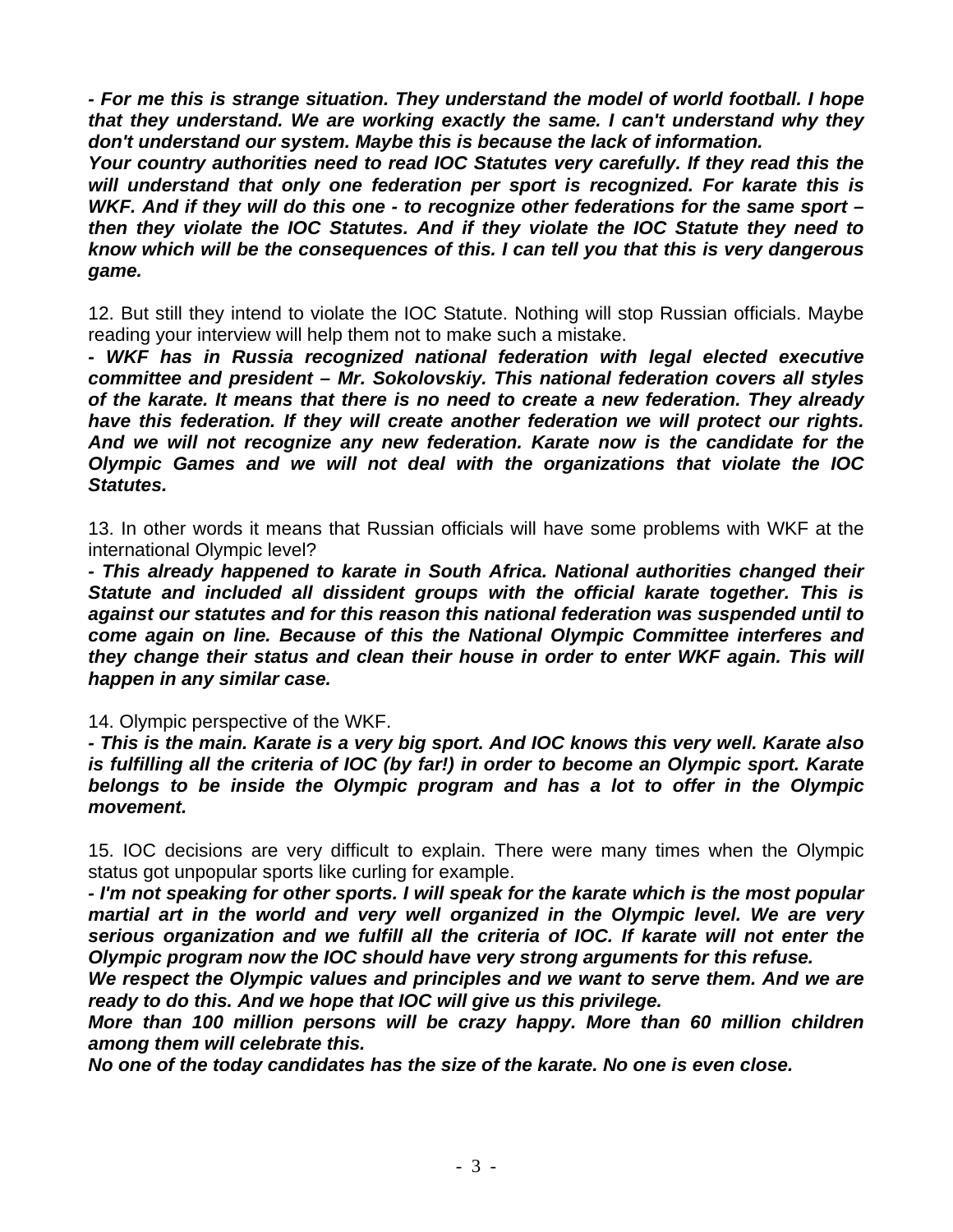***- For me this is strange situation. They understand the model of world football. I hope that they understand. We are working exactly the same. I can't understand why they don't understand our system. Maybe this is because the lack of information.***

***Your country authorities need to read IOC Statutes very carefully. If they read this the will understand that only one federation per sport is recognized. For karate this is WKF. And if they will do this one - to recognize other federations for the same sport – then they violate the IOC Statutes. And if they violate the IOC Statute they need to know which will be the consequences of this. I can tell you that this is very dangerous game.***

12. But still they intend to violate the IOC Statute. Nothing will stop Russian officials. Maybe reading your interview will help them not to make such a mistake.

***- WKF has in Russia recognized national federation with legal elected executive committee and president – Mr. Sokolovskiy. This national federation covers all styles of the karate. It means that there is no need to create a new federation. They already have this federation. If they will create another federation we will protect our rights. And we will not recognize any new federation. Karate now is the candidate for the Olympic Games and we will not deal with the organizations that violate the IOC Statutes.***

13. In other words it means that Russian officials will have some problems with WKF at the international Olympic level?

***- This already happened to karate in South Africa. National authorities changed their Statute and included all dissident groups with the official karate together. This is against our statutes and for this reason this national federation was suspended until to come again on line. Because of this the National Olympic Committee interferes and they change their status and clean their house in order to enter WKF again. This will happen in any similar case.***

14. Olympic perspective of the WKF.

***- This is the main. Karate is a very big sport. And IOC knows this very well. Karate also is fulfilling all the criteria of IOC (by far!) in order to become an Olympic sport. Karate belongs to be inside the Olympic program and has a lot to offer in the Olympic movement.***

15. IOC decisions are very difficult to explain. There were many times when the Olympic status got unpopular sports like curling for example.

***- I'm not speaking for other sports. I will speak for the karate which is the most popular martial art in the world and very well organized in the Olympic level. We are very serious organization and we fulfill all the criteria of IOC. If karate will not enter the Olympic program now the IOC should have very strong arguments for this refuse.***

***We respect the Olympic values and principles and we want to serve them. And we are ready to do this. And we hope that IOC will give us this privilege.***

***More than 100 million persons will be crazy happy. More than 60 million children among them will celebrate this.***

***No one of the today candidates has the size of the karate. No one is even close.***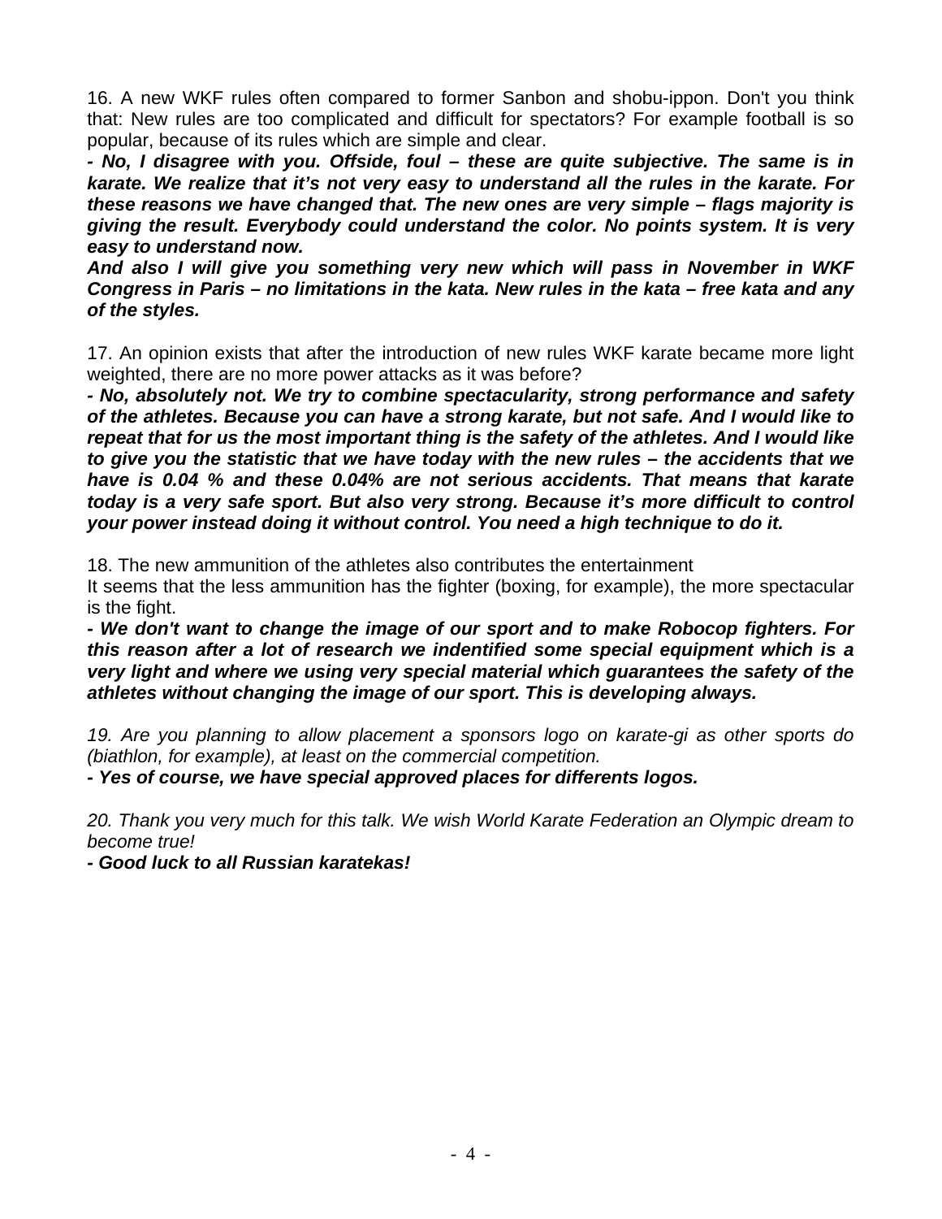16. A new WKF rules often compared to former Sanbon and shobu-ippon. Don't you think that: New rules are too complicated and difficult for spectators? For example football is so popular, because of its rules which are simple and clear.

***- No, I disagree with you. Offside, foul – these are quite subjective. The same is in karate. We realize that it's not very easy to understand all the rules in the karate. For these reasons we have changed that. The new ones are very simple – flags majority is giving the result. Everybody could understand the color. No points system. It is very easy to understand now.***

***And also I will give you something very new which will pass in November in WKF Congress in Paris – no limitations in the kata. New rules in the kata – free kata and any of the styles.***

17. An opinion exists that after the introduction of new rules WKF karate became more light weighted, there are no more power attacks as it was before?

***- No, absolutely not. We try to combine spectacularity, strong performance and safety of the athletes. Because you can have a strong karate, but not safe. And I would like to repeat that for us the most important thing is the safety of the athletes. And I would like to give you the statistic that we have today with the new rules – the accidents that we have is 0.04 % and these 0.04% are not serious accidents. That means that karate today is a very safe sport. But also very strong. Because it's more difficult to control your power instead doing it without control. You need a high technique to do it.***

18. The new ammunition of the athletes also contributes the entertainment

It seems that the less ammunition has the fighter (boxing, for example), the more spectacular is the fight.

***- We don't want to change the image of our sport and to make Robocop fighters. For this reason after a lot of research we indentified some special equipment which is a very light and where we using very special material which guarantees the safety of the athletes without changing the image of our sport. This is developing always.***

*19. Are you planning to allow placement a sponsors logo on karate-gi as other sports do (biathlon, for example), at least on the commercial competition.*

***- Yes of course, we have special approved places for differents logos.***

*20. Thank you very much for this talk. We wish World Karate Federation an Olympic dream to become true!*

***- Good luck to all Russian karatekas!***